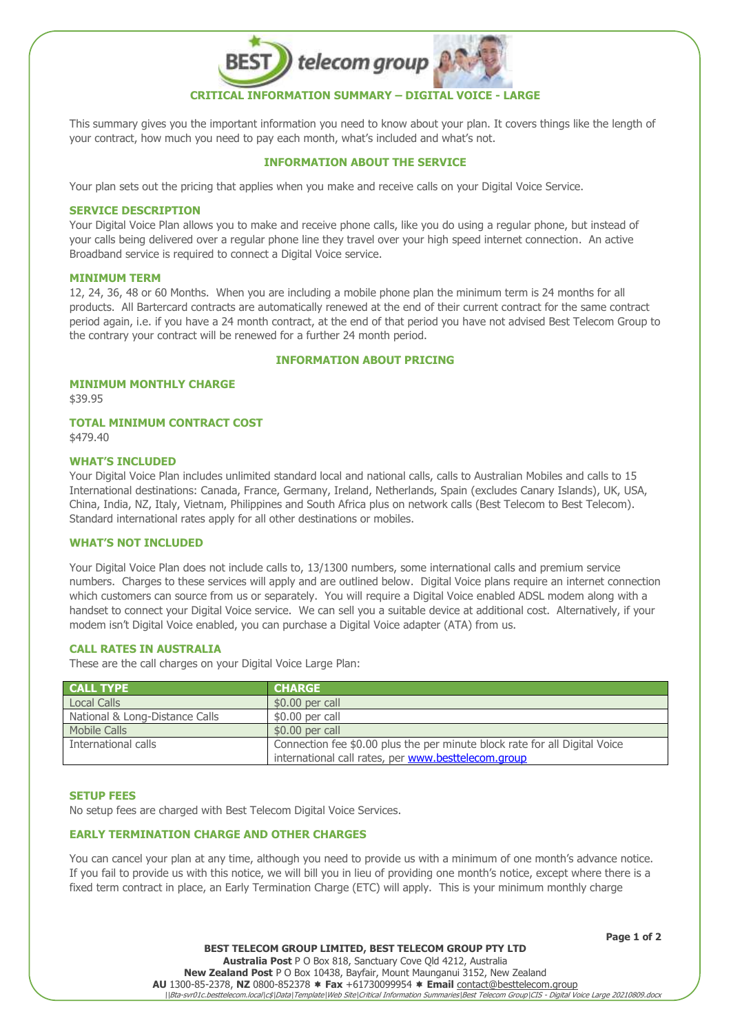# CRITICAL INFORMATION SUMMARY – DIGITAL VOICE - LARGE

This summary gives you the important information you need to know about your plan. It covers things like the length of your contract, how much you need to pay each month, what's included and what's not.

## INFORMATION ABOUT THE SERVICE

Your plan sets out the pricing that applies when you make and receive calls on your Digital Voice Service.

### SERVICE DESCRIPTION

Your Digital Voice Plan allows you to make and receive phone calls, like you do using a regular phone, but instead of your calls being delivered over a regular phone line they travel over your high speed internet connection. An active Broadband service is required to connect a Digital Voice service.

### MINIMUM TERM

12, 24, 36, 48 or 60 Months. When you are including a mobile phone plan the minimum term is 24 months for all products. All Bartercard contracts are automatically renewed at the end of their current contract for the same contract period again, i.e. if you have a 24 month contract, at the end of that period you have not advised Best Telecom Group to the contrary your contract will be renewed for a further 24 month period.

## INFORMATION ABOUT PRICING

### MINIMUM MONTHLY CHARGE

$39.95

### TOTAL MINIMUM CONTRACT COST

$479.40

### WHAT'S INCLUDED

Your Digital Voice Plan includes unlimited standard local and national calls, calls to Australian Mobiles and calls to 15 International destinations: Canada, France, Germany, Ireland, Netherlands, Spain (excludes Canary Islands), UK, USA, China, India, NZ, Italy, Vietnam, Philippines and South Africa plus on network calls (Best Telecom to Best Telecom). Standard international rates apply for all other destinations or mobiles.

### WHAT'S NOT INCLUDED

Your Digital Voice Plan does not include calls to, 13/1300 numbers, some international calls and premium service numbers. Charges to these services will apply and are outlined below. Digital Voice plans require an internet connection which customers can source from us or separately. You will require a Digital Voice enabled ADSL modem along with a handset to connect your Digital Voice service. We can sell you a suitable device at additional cost. Alternatively, if your modem isn't Digital Voice enabled, you can purchase a Digital Voice adapter (ATA) from us.

### CALL RATES IN AUSTRALIA

These are the call charges on your Digital Voice Large Plan:

| CALL TYPE | CHARGE |
|---|---|
| Local Calls | $0.00 per call |
| National & Long-Distance Calls | $0.00 per call |
| Mobile Calls | $0.00 per call |
| International calls | Connection fee $0.00 plus the per minute block rate for all Digital Voice international call rates, per www.besttelecom.group |

### SETUP FEES

No setup fees are charged with Best Telecom Digital Voice Services.

### EARLY TERMINATION CHARGE AND OTHER CHARGES

You can cancel your plan at any time, although you need to provide us with a minimum of one month's advance notice. If you fail to provide us with this notice, we will bill you in lieu of providing one month's notice, except where there is a fixed term contract in place, an Early Termination Charge (ETC) will apply. This is your minimum monthly charge

**BEST TELECOM GROUP LIMITED, BEST TELECOM GROUP PTY LTD**
**Australia Post** P O Box 818, Sanctuary Cove Qld 4212, Australia
**New Zealand Post** P O Box 10438, Bayfair, Mount Maunganui 3152, New Zealand
**AU** 1300-85-2378, **NZ** 0800-852378 ✱ **Fax** +61730099954 ✱ **Email** contact@besttelecom.group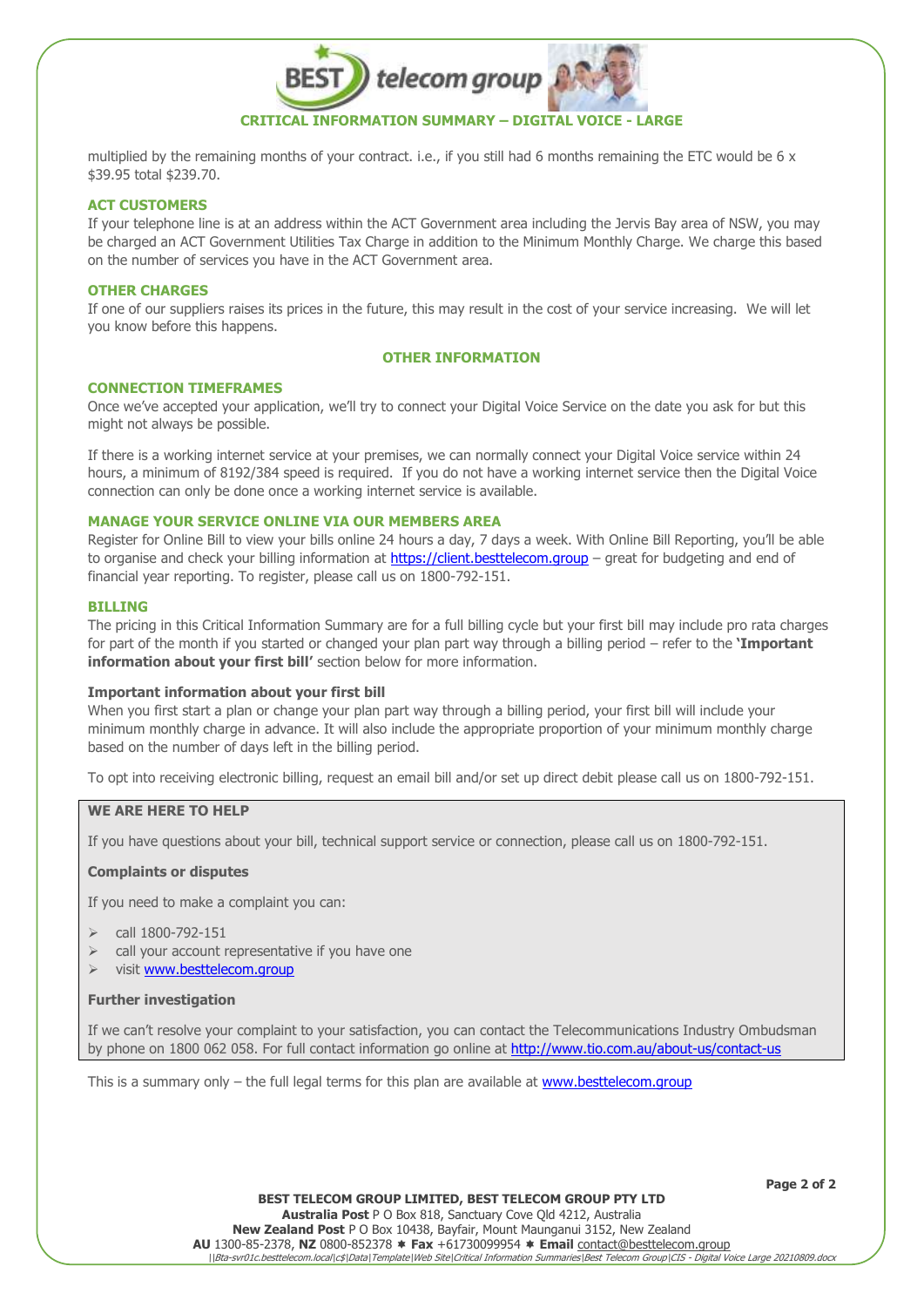multiplied by the remaining months of your contract. i.e., if you still had 6 months remaining the ETC would be 6 x $39.95 total $239.70.

### ACT CUSTOMERS

If your telephone line is at an address within the ACT Government area including the Jervis Bay area of NSW, you may be charged an ACT Government Utilities Tax Charge in addition to the Minimum Monthly Charge. We charge this based on the number of services you have in the ACT Government area.

### OTHER CHARGES

If one of our suppliers raises its prices in the future, this may result in the cost of your service increasing. We will let you know before this happens.

## OTHER INFORMATION

### CONNECTION TIMEFRAMES

Once we've accepted your application, we'll try to connect your Digital Voice Service on the date you ask for but this might not always be possible.

If there is a working internet service at your premises, we can normally connect your Digital Voice service within 24 hours, a minimum of 8192/384 speed is required. If you do not have a working internet service then the Digital Voice connection can only be done once a working internet service is available.

### MANAGE YOUR SERVICE ONLINE VIA OUR MEMBERS AREA

Register for Online Bill to view your bills online 24 hours a day, 7 days a week. With Online Bill Reporting, you'll be able to organise and check your billing information at [https://client.besttelecom.group](https://client.besttelecom.group) – great for budgeting and end of financial year reporting. To register, please call us on 1800-792-151.

### BILLING

The pricing in this Critical Information Summary are for a full billing cycle but your first bill may include pro rata charges for part of the month if you started or changed your plan part way through a billing period – refer to the **'Important information about your first bill'** section below for more information.

**Important information about your first bill**

When you first start a plan or change your plan part way through a billing period, your first bill will include your minimum monthly charge in advance. It will also include the appropriate proportion of your minimum monthly charge based on the number of days left in the billing period.

To opt into receiving electronic billing, request an email bill and/or set up direct debit please call us on 1800-792-151.

### WE ARE HERE TO HELP

If you have questions about your bill, technical support service or connection, please call us on 1800-792-151.

**Complaints or disputes**

If you need to make a complaint you can:

- call 1800-792-151
- call your account representative if you have one
- visit [www.besttelecom.group](www.besttelecom.group)

**Further investigation**

If we can't resolve your complaint to your satisfaction, you can contact the Telecommunications Industry Ombudsman by phone on 1800 062 058. For full contact information go online at [http://www.tio.com.au/about-us/contact-us](http://www.tio.com.au/about-us/contact-us)

This is a summary only – the full legal terms for this plan are available at [www.besttelecom.group](www.besttelecom.group)

**BEST TELECOM GROUP LIMITED, BEST TELECOM GROUP PTY LTD**
**Australia Post** P O Box 818, Sanctuary Cove Qld 4212, Australia
**New Zealand Post** P O Box 10438, Bayfair, Mount Maunganui 3152, New Zealand
**AU** 1300-85-2378, **NZ** 0800-852378 ✱ **Fax** +61730099954 ✱ **Email** contact@besttelecom.group